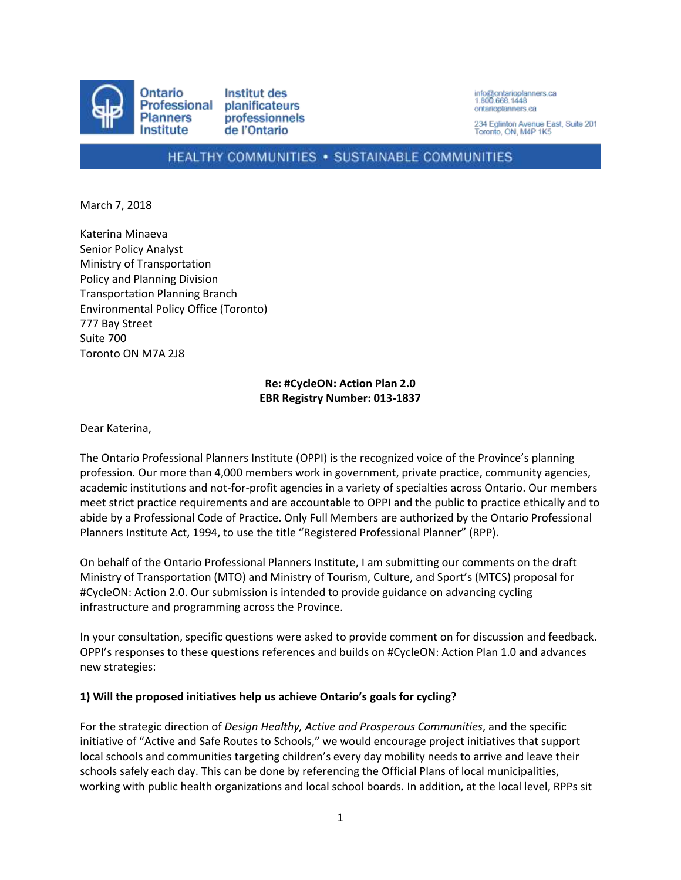Ontario Professional Planners Institute

Institut des planificateurs professionnels de l'Ontario

info@ontarioplanners.ca
1.800.668.1448
ontarioplanners.ca

234 Eglinton Avenue East, Suite 201
Toronto, ON, M4P 1K5

HEALTHY COMMUNITIES • SUSTAINABLE COMMUNITIES

March 7, 2018

Katerina Minaeva
Senior Policy Analyst
Ministry of Transportation
Policy and Planning Division
Transportation Planning Branch
Environmental Policy Office (Toronto)
777 Bay Street
Suite 700
Toronto ON M7A 2J8

**Re: #CycleON: Action Plan 2.0**
**EBR Registry Number: 013-1837**

Dear Katerina,

The Ontario Professional Planners Institute (OPPI) is the recognized voice of the Province's planning profession. Our more than 4,000 members work in government, private practice, community agencies, academic institutions and not-for-profit agencies in a variety of specialties across Ontario. Our members meet strict practice requirements and are accountable to OPPI and the public to practice ethically and to abide by a Professional Code of Practice. Only Full Members are authorized by the Ontario Professional Planners Institute Act, 1994, to use the title "Registered Professional Planner" (RPP).

On behalf of the Ontario Professional Planners Institute, I am submitting our comments on the draft Ministry of Transportation (MTO) and Ministry of Tourism, Culture, and Sport's (MTCS) proposal for #CycleON: Action 2.0. Our submission is intended to provide guidance on advancing cycling infrastructure and programming across the Province.

In your consultation, specific questions were asked to provide comment on for discussion and feedback. OPPI's responses to these questions references and builds on #CycleON: Action Plan 1.0 and advances new strategies:

**1) Will the proposed initiatives help us achieve Ontario's goals for cycling?**

For the strategic direction of *Design Healthy, Active and Prosperous Communities*, and the specific initiative of "Active and Safe Routes to Schools," we would encourage project initiatives that support local schools and communities targeting children's every day mobility needs to arrive and leave their schools safely each day. This can be done by referencing the Official Plans of local municipalities, working with public health organizations and local school boards. In addition, at the local level, RPPs sit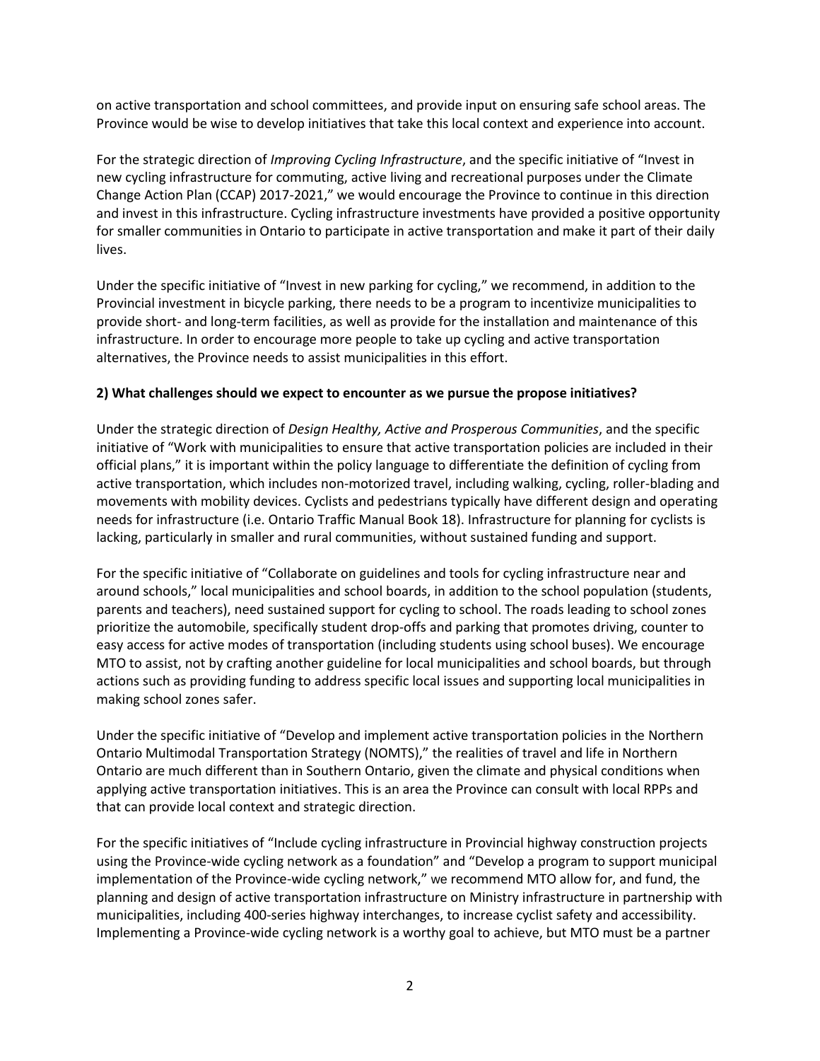on active transportation and school committees, and provide input on ensuring safe school areas. The Province would be wise to develop initiatives that take this local context and experience into account.

For the strategic direction of *Improving Cycling Infrastructure*, and the specific initiative of "Invest in new cycling infrastructure for commuting, active living and recreational purposes under the Climate Change Action Plan (CCAP) 2017-2021," we would encourage the Province to continue in this direction and invest in this infrastructure. Cycling infrastructure investments have provided a positive opportunity for smaller communities in Ontario to participate in active transportation and make it part of their daily lives.

Under the specific initiative of "Invest in new parking for cycling," we recommend, in addition to the Provincial investment in bicycle parking, there needs to be a program to incentivize municipalities to provide short- and long-term facilities, as well as provide for the installation and maintenance of this infrastructure. In order to encourage more people to take up cycling and active transportation alternatives, the Province needs to assist municipalities in this effort.

**2) What challenges should we expect to encounter as we pursue the propose initiatives?**

Under the strategic direction of *Design Healthy, Active and Prosperous Communities*, and the specific initiative of "Work with municipalities to ensure that active transportation policies are included in their official plans," it is important within the policy language to differentiate the definition of cycling from active transportation, which includes non-motorized travel, including walking, cycling, roller-blading and movements with mobility devices. Cyclists and pedestrians typically have different design and operating needs for infrastructure (i.e. Ontario Traffic Manual Book 18). Infrastructure for planning for cyclists is lacking, particularly in smaller and rural communities, without sustained funding and support.

For the specific initiative of "Collaborate on guidelines and tools for cycling infrastructure near and around schools," local municipalities and school boards, in addition to the school population (students, parents and teachers), need sustained support for cycling to school. The roads leading to school zones prioritize the automobile, specifically student drop-offs and parking that promotes driving, counter to easy access for active modes of transportation (including students using school buses). We encourage MTO to assist, not by crafting another guideline for local municipalities and school boards, but through actions such as providing funding to address specific local issues and supporting local municipalities in making school zones safer.

Under the specific initiative of "Develop and implement active transportation policies in the Northern Ontario Multimodal Transportation Strategy (NOMTS)," the realities of travel and life in Northern Ontario are much different than in Southern Ontario, given the climate and physical conditions when applying active transportation initiatives. This is an area the Province can consult with local RPPs and that can provide local context and strategic direction.

For the specific initiatives of "Include cycling infrastructure in Provincial highway construction projects using the Province-wide cycling network as a foundation" and "Develop a program to support municipal implementation of the Province-wide cycling network," we recommend MTO allow for, and fund, the planning and design of active transportation infrastructure on Ministry infrastructure in partnership with municipalities, including 400-series highway interchanges, to increase cyclist safety and accessibility. Implementing a Province-wide cycling network is a worthy goal to achieve, but MTO must be a partner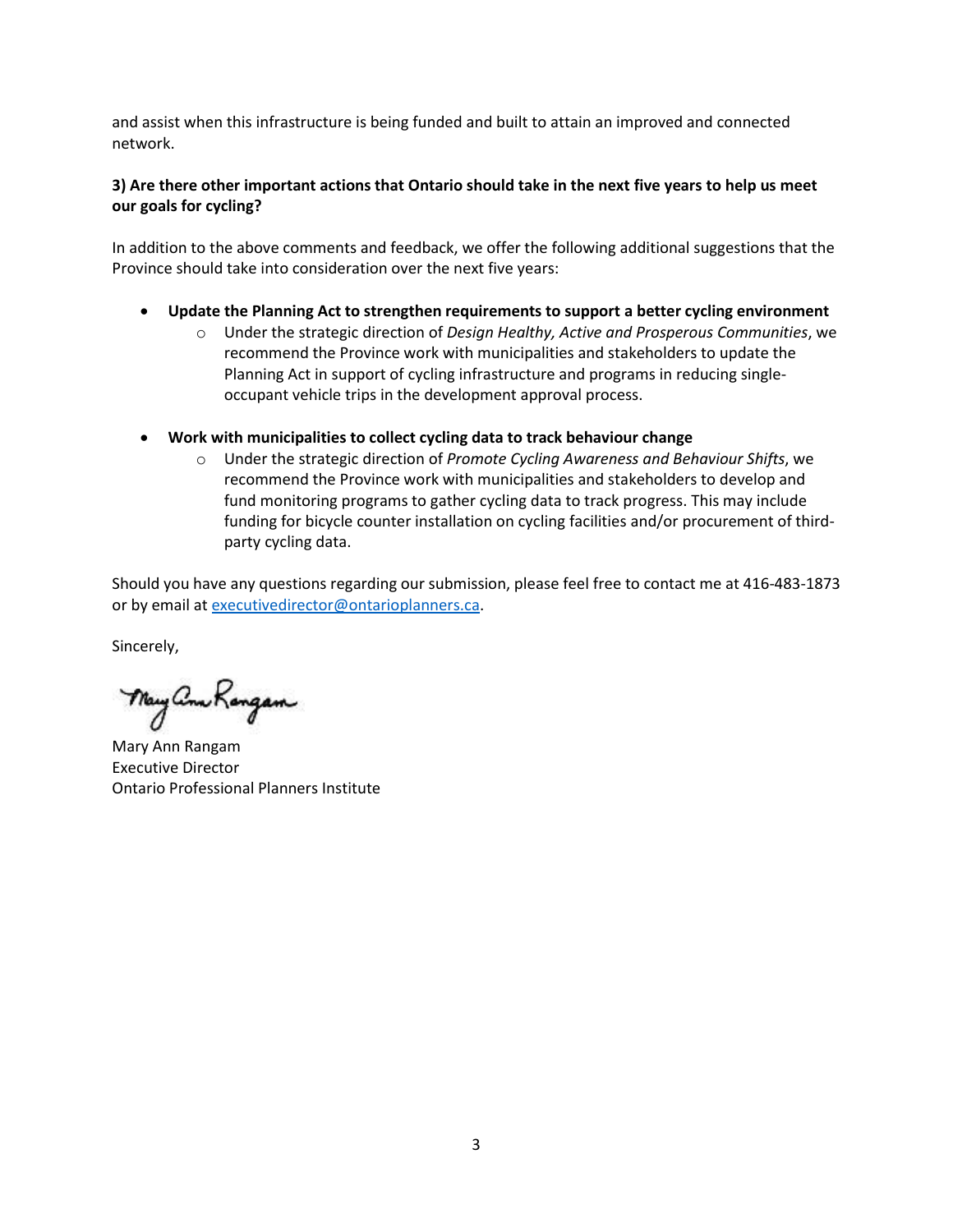and assist when this infrastructure is being funded and built to attain an improved and connected network.

**3) Are there other important actions that Ontario should take in the next five years to help us meet our goals for cycling?**

In addition to the above comments and feedback, we offer the following additional suggestions that the Province should take into consideration over the next five years:

- **Update the Planning Act to strengthen requirements to support a better cycling environment**
  - Under the strategic direction of *Design Healthy, Active and Prosperous Communities*, we recommend the Province work with municipalities and stakeholders to update the Planning Act in support of cycling infrastructure and programs in reducing single-occupant vehicle trips in the development approval process.

- **Work with municipalities to collect cycling data to track behaviour change**
  - Under the strategic direction of *Promote Cycling Awareness and Behaviour Shifts*, we recommend the Province work with municipalities and stakeholders to develop and fund monitoring programs to gather cycling data to track progress. This may include funding for bicycle counter installation on cycling facilities and/or procurement of third-party cycling data.

Should you have any questions regarding our submission, please feel free to contact me at 416-483-1873 or by email at executivedirector@ontarioplanners.ca.

Sincerely,

Mary Ann Rangam
Executive Director
Ontario Professional Planners Institute